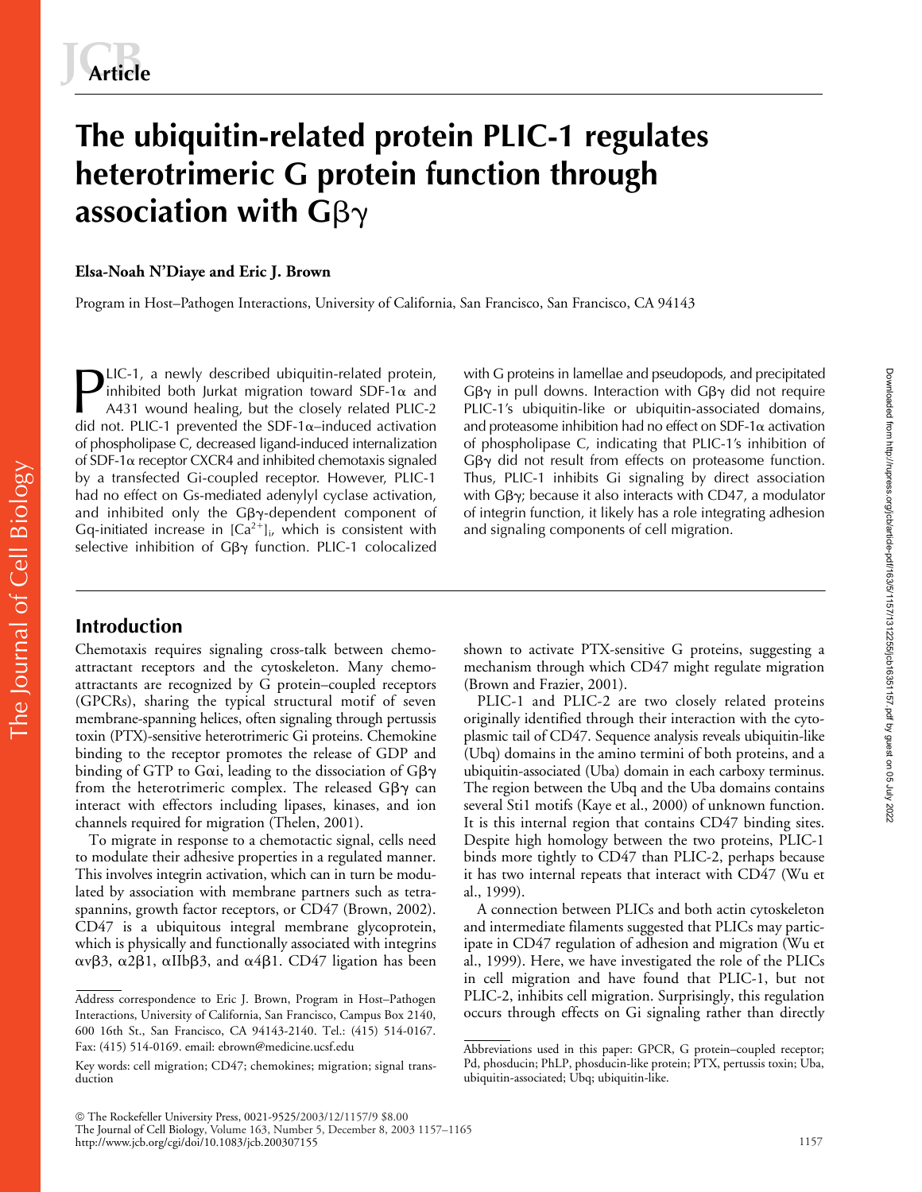# The ubiquitin-related protein PLIC-1 regulates heterotrimeric G protein function through association with Gβγ

**Elsa-Noah N'Diaye and Eric J. Brown**

Program in Host–Pathogen Interactions, University of California, San Francisco, San Francisco, CA 94143

PLIC-1, a newly described ubiquitin-related protein, inhibited both Jurkat migration toward SDF-1α and A431 wound healing, but the closely related PLIC-2 did not. PLIC-1 prevented the SDF-1α–induced activation of phospholipase C, decreased ligand-induced internalization of SDF-1α receptor CXCR4 and inhibited chemotaxis signaled by a transfected Gi-coupled receptor. However, PLIC-1 had no effect on Gs-mediated adenylyl cyclase activation, and inhibited only the Gβγ-dependent component of Gq-initiated increase in $[Ca^{2+}]_i$, which is consistent with selective inhibition of Gβγ function. PLIC-1 colocalized with G proteins in lamellae and pseudopods, and precipitated Gβγ in pull downs. Interaction with Gβγ did not require PLIC-1's ubiquitin-like or ubiquitin-associated domains, and proteasome inhibition had no effect on SDF-1α activation of phospholipase C, indicating that PLIC-1's inhibition of Gβγ did not result from effects on proteasome function. Thus, PLIC-1 inhibits Gi signaling by direct association with Gβγ; because it also interacts with CD47, a modulator of integrin function, it likely has a role integrating adhesion and signaling components of cell migration.

## Introduction

Chemotaxis requires signaling cross-talk between chemoattractant receptors and the cytoskeleton. Many chemoattractants are recognized by G protein–coupled receptors (GPCRs), sharing the typical structural motif of seven membrane-spanning helices, often signaling through pertussis toxin (PTX)-sensitive heterotrimeric Gi proteins. Chemokine binding to the receptor promotes the release of GDP and binding of GTP to Gαi, leading to the dissociation of Gβγ from the heterotrimeric complex. The released Gβγ can interact with effectors including lipases, kinases, and ion channels required for migration (Thelen, 2001).

To migrate in response to a chemotactic signal, cells need to modulate their adhesive properties in a regulated manner. This involves integrin activation, which can in turn be modulated by association with membrane partners such as tetraspannins, growth factor receptors, or CD47 (Brown, 2002). CD47 is a ubiquitous integral membrane glycoprotein, which is physically and functionally associated with integrins αvβ3, α2β1, αIIbβ3, and α4β1. CD47 ligation has been shown to activate PTX-sensitive G proteins, suggesting a mechanism through which CD47 might regulate migration (Brown and Frazier, 2001).

PLIC-1 and PLIC-2 are two closely related proteins originally identified through their interaction with the cytoplasmic tail of CD47. Sequence analysis reveals ubiquitin-like (Ubq) domains in the amino termini of both proteins, and a ubiquitin-associated (Uba) domain in each carboxy terminus. The region between the Ubq and the Uba domains contains several Sti1 motifs (Kaye et al., 2000) of unknown function. It is this internal region that contains CD47 binding sites. Despite high homology between the two proteins, PLIC-1 binds more tightly to CD47 than PLIC-2, perhaps because it has two internal repeats that interact with CD47 (Wu et al., 1999).

A connection between PLICs and both actin cytoskeleton and intermediate filaments suggested that PLICs may participate in CD47 regulation of adhesion and migration (Wu et al., 1999). Here, we have investigated the role of the PLICs in cell migration and have found that PLIC-1, but not PLIC-2, inhibits cell migration. Surprisingly, this regulation occurs through effects on Gi signaling rather than directly

Address correspondence to Eric J. Brown, Program in Host–Pathogen Interactions, University of California, San Francisco, Campus Box 2140, 600 16th St., San Francisco, CA 94143-2140. Tel.: (415) 514-0167. Fax: (415) 514-0169. email: ebrown@medicine.ucsf.edu

Key words: cell migration; CD47; chemokines; migration; signal transduction

Abbreviations used in this paper: GPCR, G protein–coupled receptor; Pd, phosducin; PhLP, phosducin-like protein; PTX, pertussis toxin; Uba, ubiquitin-associated; Ubq, ubiquitin-like.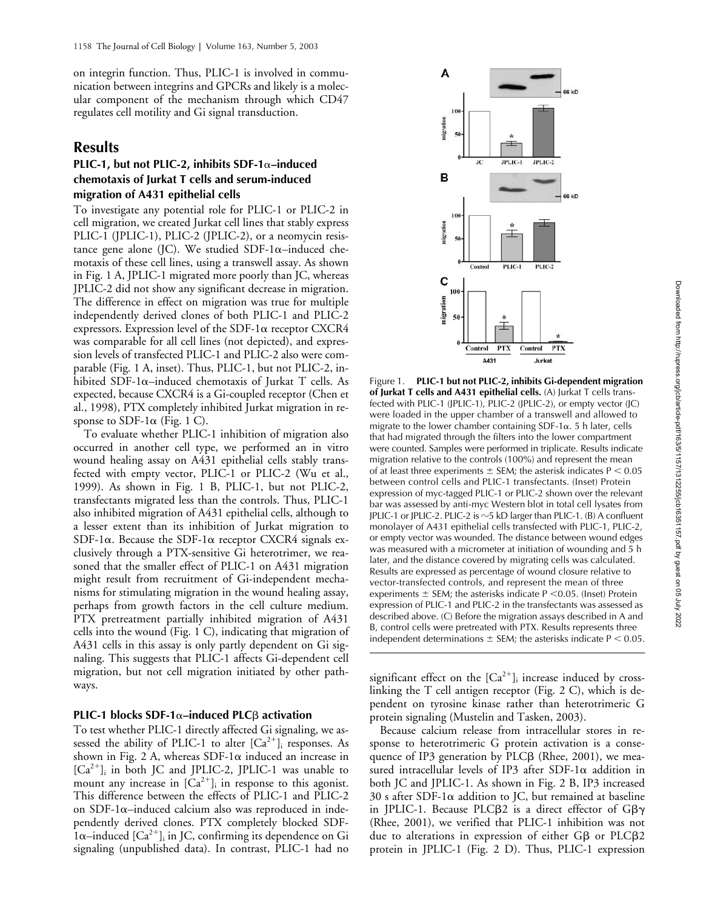on integrin function. Thus, PLIC-1 is involved in communication between integrins and GPCRs and likely is a molecular component of the mechanism through which CD47 regulates cell motility and Gi signal transduction.

## Results

### PLIC-1, but not PLIC-2, inhibits SDF-1α–induced chemotaxis of Jurkat T cells and serum-induced migration of A431 epithelial cells

To investigate any potential role for PLIC-1 or PLIC-2 in cell migration, we created Jurkat cell lines that stably express PLIC-1 (JPLIC-1), PLIC-2 (JPLIC-2), or a neomycin resistance gene alone (JC). We studied SDF-1α–induced chemotaxis of these cell lines, using a transwell assay. As shown in Fig. 1 A, JPLIC-1 migrated more poorly than JC, whereas JPLIC-2 did not show any significant decrease in migration. The difference in effect on migration was true for multiple independently derived clones of both PLIC-1 and PLIC-2 expressors. Expression level of the SDF-1α receptor CXCR4 was comparable for all cell lines (not depicted), and expression levels of transfected PLIC-1 and PLIC-2 also were comparable (Fig. 1 A, inset). Thus, PLIC-1, but not PLIC-2, inhibited SDF-1α–induced chemotaxis of Jurkat T cells. As expected, because CXCR4 is a Gi-coupled receptor (Chen et al., 1998), PTX completely inhibited Jurkat migration in response to SDF-1α (Fig. 1 C).

To evaluate whether PLIC-1 inhibition of migration also occurred in another cell type, we performed an in vitro wound healing assay on A431 epithelial cells stably transfected with empty vector, PLIC-1 or PLIC-2 (Wu et al., 1999). As shown in Fig. 1 B, PLIC-1, but not PLIC-2, transfectants migrated less than the controls. Thus, PLIC-1 also inhibited migration of A431 epithelial cells, although to a lesser extent than its inhibition of Jurkat migration to SDF-1α. Because the SDF-1α receptor CXCR4 signals exclusively through a PTX-sensitive Gi heterotrimer, we reasoned that the smaller effect of PLIC-1 on A431 migration might result from recruitment of Gi-independent mechanisms for stimulating migration in the wound healing assay, perhaps from growth factors in the cell culture medium. PTX pretreatment partially inhibited migration of A431 cells into the wound (Fig. 1 C), indicating that migration of A431 cells in this assay is only partly dependent on Gi signaling. This suggests that PLIC-1 affects Gi-dependent cell migration, but not cell migration initiated by other pathways.

### PLIC-1 blocks SDF-1α–induced PLCβ activation

To test whether PLIC-1 directly affected Gi signaling, we assessed the ability of PLIC-1 to alter $[Ca^{2+}]_i$ responses. As shown in Fig. 2 A, whereas SDF-1α induced an increase in $[Ca^{2+}]_i$ in both JC and JPLIC-2, JPLIC-1 was unable to mount any increase in $[Ca^{2+}]_i$ in response to this agonist. This difference between the effects of PLIC-1 and PLIC-2 on SDF-1α–induced calcium also was reproduced in independently derived clones. PTX completely blocked SDF-1α–induced $[Ca^{2+}]_i$ in JC, confirming its dependence on Gi signaling (unpublished data). In contrast, PLIC-1 had no significant effect on the $[Ca^{2+}]_i$ increase induced by cross-linking the T cell antigen receptor (Fig. 2 C), which is dependent on tyrosine kinase rather than heterotrimeric G protein signaling (Mustelin and Tasken, 2003).

Because calcium release from intracellular stores in response to heterotrimeric G protein activation is a consequence of IP3 generation by PLCβ (Rhee, 2001), we measured intracellular levels of IP3 after SDF-1α addition in both JC and JPLIC-1. As shown in Fig. 2 B, IP3 increased 30 s after SDF-1α addition to JC, but remained at baseline in JPLIC-1. Because PLCβ2 is a direct effector of Gβγ (Rhee, 2001), we verified that PLIC-1 inhibition was not due to alterations in expression of either Gβ or PLCβ2 protein in JPLIC-1 (Fig. 2 D). Thus, PLIC-1 expression

Figure 1. **PLIC-1 but not PLIC-2, inhibits Gi-dependent migration of Jurkat T cells and A431 epithelial cells.** (A) Jurkat T cells transfected with PLIC-1 (JPLIC-1), PLIC-2 (JPLIC-2), or empty vector (JC) were loaded in the upper chamber of a transwell and allowed to migrate to the lower chamber containing SDF-1α. 5 h later, cells that had migrated through the filters into the lower compartment were counted. Samples were performed in triplicate. Results indicate migration relative to the controls (100%) and represent the mean of at least three experiments ± SEM; the asterisk indicates $P < 0.05$ between control cells and PLIC-1 transfectants. (Inset) Protein expression of myc-tagged PLIC-1 or PLIC-2 shown over the relevant bar was assessed by anti-myc Western blot in total cell lysates from JPLIC-1 or JPLIC-2. PLIC-2 is ~5 kD larger than PLIC-1. (B) A confluent monolayer of A431 epithelial cells transfected with PLIC-1, PLIC-2, or empty vector was wounded. The distance between wound edges was measured with a micrometer at initiation of wounding and 5 h later, and the distance covered by migrating cells was calculated. Results are expressed as percentage of wound closure relative to vector-transfected controls, and represent the mean of three experiments ± SEM; the asterisks indicate $P < 0.05$. (Inset) Protein expression of PLIC-1 and PLIC-2 in the transfectants was assessed as described above. (C) Before the migration assays described in A and B, control cells were pretreated with PTX. Results represents three independent determinations ± SEM; the asterisks indicate $P < 0.05$.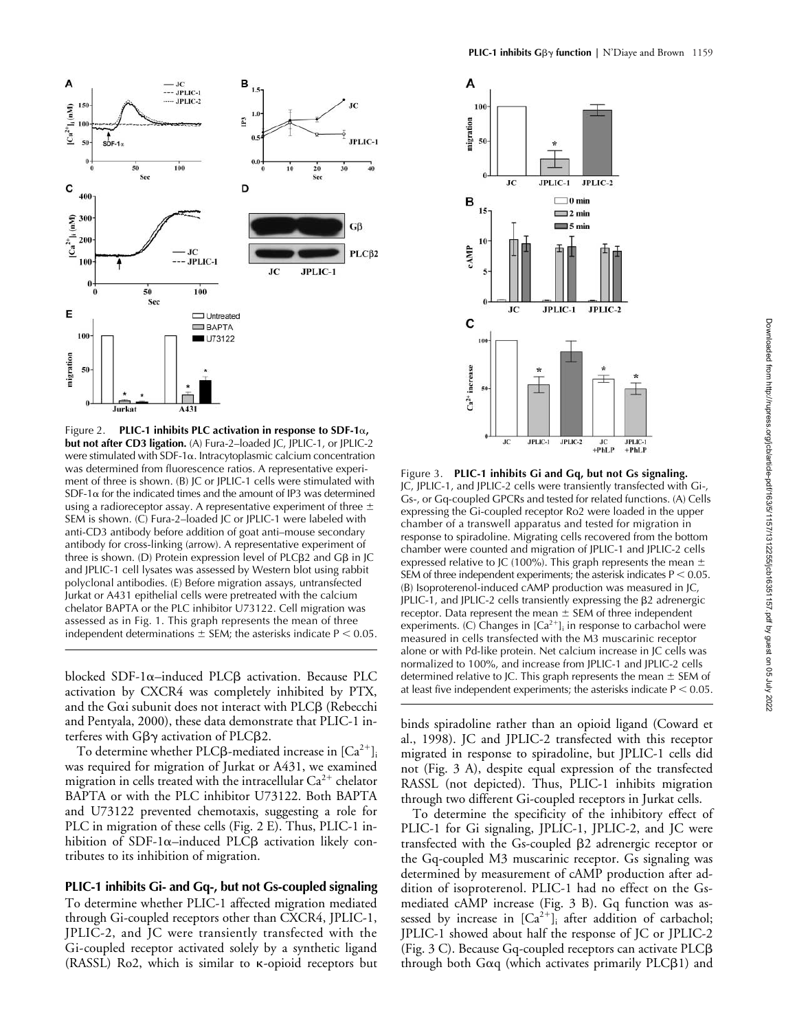Figure 2. **PLIC-1 inhibits PLC activation in response to SDF-1α, but not after CD3 ligation.** (A) Fura-2–loaded JC, JPLIC-1, or JPLIC-2 were stimulated with SDF-1α. Intracytoplasmic calcium concentration was determined from fluorescence ratios. A representative experiment of three is shown. (B) JC or JPLIC-1 cells were stimulated with SDF-1α for the indicated times and the amount of IP3 was determined using a radioreceptor assay. A representative experiment of three ± SEM is shown. (C) Fura-2–loaded JC or JPLIC-1 were labeled with anti-CD3 antibody before addition of goat anti–mouse secondary antibody for cross-linking (arrow). A representative experiment of three is shown. (D) Protein expression level of PLCβ2 and Gβ in JC and JPLIC-1 cell lysates was assessed by Western blot using rabbit polyclonal antibodies. (E) Before migration assays, untransfected Jurkat or A431 epithelial cells were pretreated with the calcium chelator BAPTA or the PLC inhibitor U73122. Cell migration was assessed as in Fig. 1. This graph represents the mean of three independent determinations ± SEM; the asterisks indicate $P < 0.05$.

Figure 3. **PLIC-1 inhibits Gi and Gq, but not Gs signaling.** JC, JPLIC-1, and JPLIC-2 cells were transiently transfected with Gi-, Gs-, or Gq-coupled GPCRs and tested for related functions. (A) Cells expressing the Gi-coupled receptor Ro2 were loaded in the upper chamber of a transwell apparatus and tested for migration in response to spiradoline. Migrating cells recovered from the bottom chamber were counted and migration of JPLIC-1 and JPLIC-2 cells expressed relative to JC (100%). This graph represents the mean ± SEM of three independent experiments; the asterisk indicates $P < 0.05$. (B) Isoproterenol-induced cAMP production was measured in JC, JPLIC-1, and JPLIC-2 cells transiently expressing the β2 adrenergic receptor. Data represent the mean ± SEM of three independent experiments. (C) Changes in $[Ca^{2+}]_i$ in response to carbachol were measured in cells transfected with the M3 muscarinic receptor alone or with Pd-like protein. Net calcium increase in JC cells was normalized to 100%, and increase from JPLIC-1 and JPLIC-2 cells determined relative to JC. This graph represents the mean ± SEM of at least five independent experiments; the asterisks indicate $P < 0.05$.

blocked SDF-1α–induced PLCβ activation. Because PLC activation by CXCR4 was completely inhibited by PTX, and the Gαi subunit does not interact with PLCβ (Rebecchi and Pentyala, 2000), these data demonstrate that PLIC-1 interferes with Gβγ activation of PLCβ2.

To determine whether PLCβ-mediated increase in $[Ca^{2+}]_i$ was required for migration of Jurkat or A431, we examined migration in cells treated with the intracellular $Ca^{2+}$ chelator BAPTA or with the PLC inhibitor U73122. Both BAPTA and U73122 prevented chemotaxis, suggesting a role for PLC in migration of these cells (Fig. 2 E). Thus, PLIC-1 inhibition of SDF-1α–induced PLCβ activation likely contributes to its inhibition of migration.

## PLIC-1 inhibits Gi- and Gq-, but not Gs-coupled signaling

To determine whether PLIC-1 affected migration mediated through Gi-coupled receptors other than CXCR4, JPLIC-1, JPLIC-2, and JC were transiently transfected with the Gi-coupled receptor activated solely by a synthetic ligand (RASSL) Ro2, which is similar to κ-opioid receptors but binds spiradoline rather than an opioid ligand (Coward et al., 1998). JC and JPLIC-2 transfected with this receptor migrated in response to spiradoline, but JPLIC-1 cells did not (Fig. 3 A), despite equal expression of the transfected RASSL (not depicted). Thus, PLIC-1 inhibits migration through two different Gi-coupled receptors in Jurkat cells.

To determine the specificity of the inhibitory effect of PLIC-1 for Gi signaling, JPLIC-1, JPLIC-2, and JC were transfected with the Gs-coupled β2 adrenergic receptor or the Gq-coupled M3 muscarinic receptor. Gs signaling was determined by measurement of cAMP production after addition of isoproterenol. PLIC-1 had no effect on the Gs-mediated cAMP increase (Fig. 3 B). Gq function was assessed by increase in $[Ca^{2+}]_i$ after addition of carbachol; JPLIC-1 showed about half the response of JC or JPLIC-2 (Fig. 3 C). Because Gq-coupled receptors can activate PLCβ through both Gαq (which activates primarily PLCβ1) and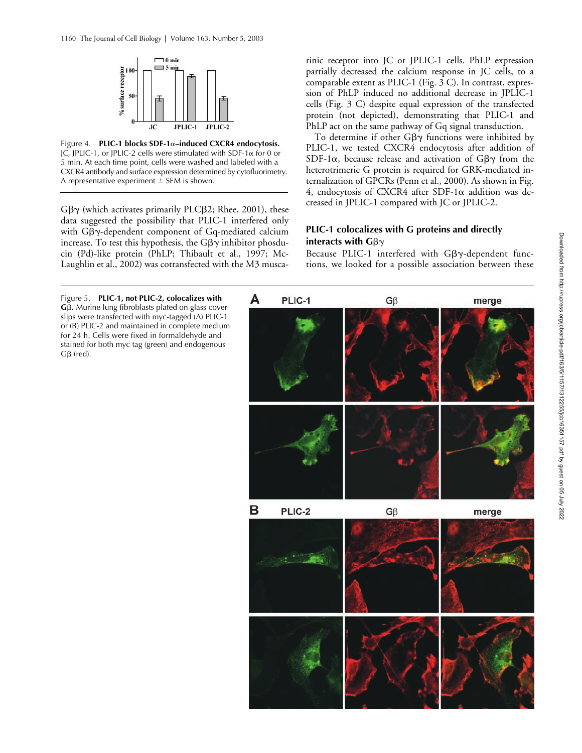Figure 4. **PLIC-1 blocks SDF-1α–induced CXCR4 endocytosis.** JC, JPLIC-1, or JPLIC-2 cells were stimulated with SDF-1α for 0 or 5 min. At each time point, cells were washed and labeled with a CXCR4 antibody and surface expression determined by cytofluorimetry. A representative experiment ± SEM is shown.

Gβγ (which activates primarily PLCβ2; Rhee, 2001), these data suggested the possibility that PLIC-1 interfered only with Gβγ-dependent component of Gq-mediated calcium increase. To test this hypothesis, the Gβγ inhibitor phosducin (Pd)-like protein (PhLP; Thibault et al., 1997; McLaughlin et al., 2002) was cotransfected with the M3 muscarinic receptor into JC or JPLIC-1 cells. PhLP expression partially decreased the calcium response in JC cells, to a comparable extent as PLIC-1 (Fig. 3 C). In contrast, expression of PhLP induced no additional decrease in JPLIC-1 cells (Fig. 3 C) despite equal expression of the transfected protein (not depicted), demonstrating that PLIC-1 and PhLP act on the same pathway of Gq signal transduction.

To determine if other Gβγ functions were inhibited by PLIC-1, we tested CXCR4 endocytosis after addition of SDF-1α, because release and activation of Gβγ from the heterotrimeric G protein is required for GRK-mediated internalization of GPCRs (Penn et al., 2000). As shown in Fig. 4, endocytosis of CXCR4 after SDF-1α addition was decreased in JPLIC-1 compared with JC or JPLIC-2.

## PLIC-1 colocalizes with G proteins and directly interacts with Gβγ

Because PLIC-1 interfered with Gβγ-dependent functions, we looked for a possible association between these

Figure 5. **PLIC-1, not PLIC-2, colocalizes with Gβ.** Murine lung fibroblasts plated on glass coverslips were transfected with myc-tagged (A) PLIC-1 or (B) PLIC-2 and maintained in complete medium for 24 h. Cells were fixed in formaldehyde and stained for both myc tag (green) and endogenous Gβ (red).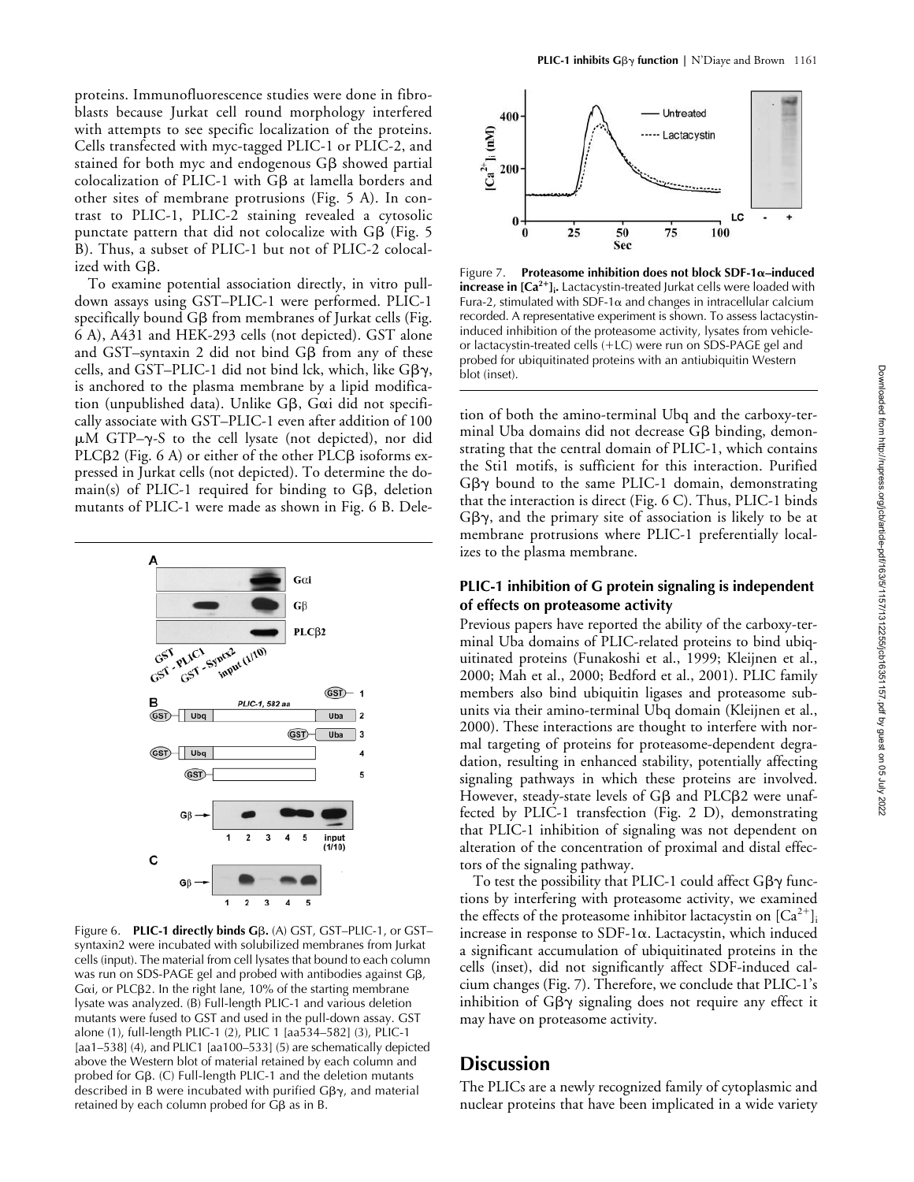proteins. Immunofluorescence studies were done in fibroblasts because Jurkat cell round morphology interfered with attempts to see specific localization of the proteins. Cells transfected with myc-tagged PLIC-1 or PLIC-2, and stained for both myc and endogenous Gβ showed partial colocalization of PLIC-1 with Gβ at lamella borders and other sites of membrane protrusions (Fig. 5 A). In contrast to PLIC-1, PLIC-2 staining revealed a cytosolic punctate pattern that did not colocalize with Gβ (Fig. 5 B). Thus, a subset of PLIC-1 but not of PLIC-2 colocalized with Gβ.

To examine potential association directly, in vitro pull-down assays using GST–PLIC-1 were performed. PLIC-1 specifically bound Gβ from membranes of Jurkat cells (Fig. 6 A), A431 and HEK-293 cells (not depicted). GST alone and GST–syntaxin 2 did not bind Gβ from any of these cells, and GST–PLIC-1 did not bind lck, which, like Gβγ, is anchored to the plasma membrane by a lipid modification (unpublished data). Unlike Gβ, Gαi did not specifically associate with GST–PLIC-1 even after addition of 100 μM GTP–γ-S to the cell lysate (not depicted), nor did PLCβ2 (Fig. 6 A) or either of the other PLCβ isoforms expressed in Jurkat cells (not depicted). To determine the domain(s) of PLIC-1 required for binding to Gβ, deletion mutants of PLIC-1 were made as shown in Fig. 6 B. Deletion of both the amino-terminal Ubq and the carboxy-terminal Uba domains did not decrease Gβ binding, demonstrating that the central domain of PLIC-1, which contains the Sti1 motifs, is sufficient for this interaction. Purified Gβγ bound to the same PLIC-1 domain, demonstrating that the interaction is direct (Fig. 6 C). Thus, PLIC-1 binds Gβγ, and the primary site of association is likely to be at membrane protrusions where PLIC-1 preferentially localizes to the plasma membrane.

Figure 6. **PLIC-1 directly binds Gβ.** (A) GST, GST–PLIC-1, or GST–syntaxin2 were incubated with solubilized membranes from Jurkat cells (input). The material from cell lysates that bound to each column was run on SDS-PAGE gel and probed with antibodies against Gβ, Gαi, or PLCβ2. In the right lane, 10% of the starting membrane lysate was analyzed. (B) Full-length PLIC-1 and various deletion mutants were fused to GST and used in the pull-down assay. GST alone (1), full-length PLIC-1 (2), PLIC 1 [aa534–582] (3), PLIC-1 [aa1–538] (4), and PLIC1 [aa100–533] (5) are schematically depicted above the Western blot of material retained by each column and probed for Gβ. (C) Full-length PLIC-1 and the deletion mutants described in B were incubated with purified Gβγ, and material retained by each column probed for Gβ as in B.

Figure 7. **Proteasome inhibition does not block SDF-1α–induced increase in $[Ca^{2+}]_i$.** Lactacystin-treated Jurkat cells were loaded with Fura-2, stimulated with SDF-1α and changes in intracellular calcium recorded. A representative experiment is shown. To assess lactacystin-induced inhibition of the proteasome activity, lysates from vehicle- or lactacystin-treated cells (+LC) were run on SDS-PAGE gel and probed for ubiquitinated proteins with an antiubiquitin Western blot (inset).

### PLIC-1 inhibition of G protein signaling is independent of effects on proteasome activity

Previous papers have reported the ability of the carboxy-terminal Uba domains of PLIC-related proteins to bind ubiquitinated proteins (Funakoshi et al., 1999; Kleijnen et al., 2000; Mah et al., 2000; Bedford et al., 2001). PLIC family members also bind ubiquitin ligases and proteasome subunits via their amino-terminal Ubq domain (Kleijnen et al., 2000). These interactions are thought to interfere with normal targeting of proteins for proteasome-dependent degradation, resulting in enhanced stability, potentially affecting signaling pathways in which these proteins are involved. However, steady-state levels of Gβ and PLCβ2 were unaffected by PLIC-1 transfection (Fig. 2 D), demonstrating that PLIC-1 inhibition of signaling was not dependent on alteration of the concentration of proximal and distal effectors of the signaling pathway.

To test the possibility that PLIC-1 could affect Gβγ functions by interfering with proteasome activity, we examined the effects of the proteasome inhibitor lactacystin on $[Ca^{2+}]_i$ increase in response to SDF-1α. Lactacystin, which induced a significant accumulation of ubiquitinated proteins in the cells (inset), did not significantly affect SDF-induced calcium changes (Fig. 7). Therefore, we conclude that PLIC-1's inhibition of Gβγ signaling does not require any effect it may have on proteasome activity.

# Discussion

The PLICs are a newly recognized family of cytoplasmic and nuclear proteins that have been implicated in a wide variety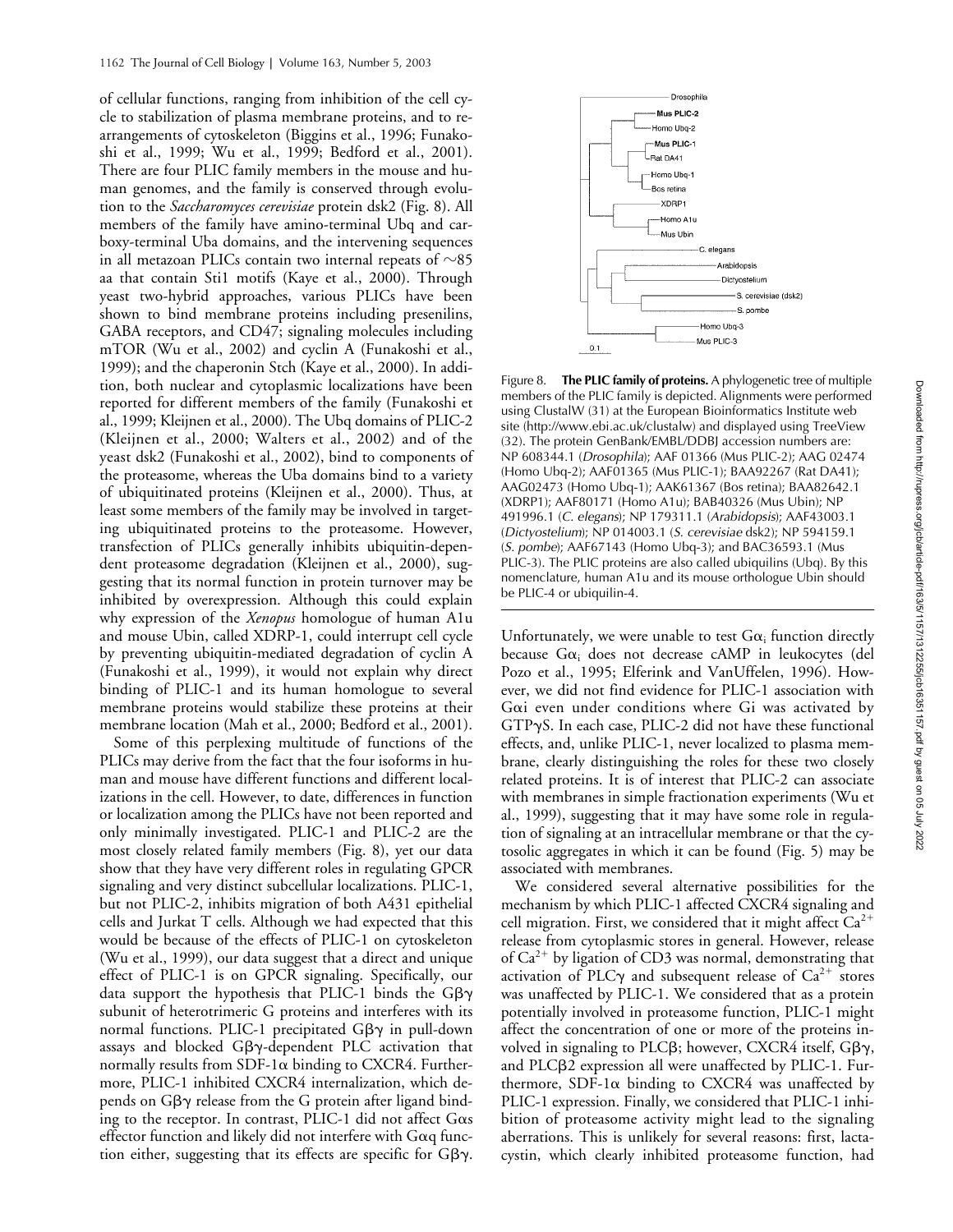of cellular functions, ranging from inhibition of the cell cycle to stabilization of plasma membrane proteins, and to rearrangements of cytoskeleton (Biggins et al., 1996; Funakoshi et al., 1999; Wu et al., 1999; Bedford et al., 2001). There are four PLIC family members in the mouse and human genomes, and the family is conserved through evolution to the *Saccharomyces cerevisiae* protein dsk2 (Fig. 8). All members of the family have amino-terminal Ubq and carboxy-terminal Uba domains, and the intervening sequences in all metazoan PLICs contain two internal repeats of ~85 aa that contain Sti1 motifs (Kaye et al., 2000). Through yeast two-hybrid approaches, various PLICs have been shown to bind membrane proteins including presenilins, GABA receptors, and CD47; signaling molecules including mTOR (Wu et al., 2002) and cyclin A (Funakoshi et al., 1999); and the chaperonin Stch (Kaye et al., 2000). In addition, both nuclear and cytoplasmic localizations have been reported for different members of the family (Funakoshi et al., 1999; Kleijnen et al., 2000). The Ubq domains of PLIC-2 (Kleijnen et al., 2000; Walters et al., 2002) and of the yeast dsk2 (Funakoshi et al., 2002), bind to components of the proteasome, whereas the Uba domains bind to a variety of ubiquitinated proteins (Kleijnen et al., 2000). Thus, at least some members of the family may be involved in targeting ubiquitinated proteins to the proteasome. However, transfection of PLICs generally inhibits ubiquitin-dependent proteasome degradation (Kleijnen et al., 2000), suggesting that its normal function in protein turnover may be inhibited by overexpression. Although this could explain why expression of the *Xenopus* homologue of human A1u and mouse Ubin, called XDRP-1, could interrupt cell cycle by preventing ubiquitin-mediated degradation of cyclin A (Funakoshi et al., 1999), it would not explain why direct binding of PLIC-1 and its human homologue to several membrane proteins would stabilize these proteins at their membrane location (Mah et al., 2000; Bedford et al., 2001).

Some of this perplexing multitude of functions of the PLICs may derive from the fact that the four isoforms in human and mouse have different functions and different localizations in the cell. However, to date, differences in function or localization among the PLICs have not been reported and only minimally investigated. PLIC-1 and PLIC-2 are the most closely related family members (Fig. 8), yet our data show that they have very different roles in regulating GPCR signaling and very distinct subcellular localizations. PLIC-1, but not PLIC-2, inhibits migration of both A431 epithelial cells and Jurkat T cells. Although we had expected that this would be because of the effects of PLIC-1 on cytoskeleton (Wu et al., 1999), our data suggest that a direct and unique effect of PLIC-1 is on GPCR signaling. Specifically, our data support the hypothesis that PLIC-1 binds the $G\beta\gamma$ subunit of heterotrimeric G proteins and interferes with its normal functions. PLIC-1 precipitated $G\beta\gamma$ in pull-down assays and blocked $G\beta\gamma$-dependent PLC activation that normally results from SDF-1$\alpha$ binding to CXCR4. Furthermore, PLIC-1 inhibited CXCR4 internalization, which depends on $G\beta\gamma$ release from the G protein after ligand binding to the receptor. In contrast, PLIC-1 did not affect $G\alpha s$ effector function and likely did not interfere with $G\alpha q$ function either, suggesting that its effects are specific for $G\beta\gamma$.

Figure 8. **The PLIC family of proteins.** A phylogenetic tree of multiple members of the PLIC family is depicted. Alignments were performed using ClustalW (31) at the European Bioinformatics Institute web site (http://www.ebi.ac.uk/clustalw) and displayed using TreeView (32). The protein GenBank/EMBL/DDBJ accession numbers are: NP 608344.1 (*Drosophila*); AAF 01366 (Mus PLIC-2); AAG 02474 (Homo Ubq-2); AAF01365 (Mus PLIC-1); BAA92267 (Rat DA41); AAG02473 (Homo Ubq-1); AAK61367 (Bos retina); BAA82642.1 (XDRP1); AAF80171 (Homo A1u); BAB40326 (Mus Ubin); NP 491996.1 (*C. elegans*); NP 179311.1 (*Arabidopsis*); AAF43003.1 (*Dictyostelium*); NP 014003.1 (*S. cerevisiae* dsk2); NP 594159.1 (*S. pombe*); AAF67143 (Homo Ubq-3); and BAC36593.1 (Mus PLIC-3). The PLIC proteins are also called ubiquilins (Ubq). By this nomenclature, human A1u and its mouse orthologue Ubin should be PLIC-4 or ubiquilin-4.

Unfortunately, we were unable to test $G\alpha_i$ function directly because $G\alpha_i$ does not decrease cAMP in leukocytes (del Pozo et al., 1995; Elferink and VanUffelen, 1996). However, we did not find evidence for PLIC-1 association with $G\alpha i$ even under conditions where Gi was activated by GTP$\gamma$S. In each case, PLIC-2 did not have these functional effects, and, unlike PLIC-1, never localized to plasma membrane, clearly distinguishing the roles for these two closely related proteins. It is of interest that PLIC-2 can associate with membranes in simple fractionation experiments (Wu et al., 1999), suggesting that it may have some role in regulation of signaling at an intracellular membrane or that the cytosolic aggregates in which it can be found (Fig. 5) may be associated with membranes.

We considered several alternative possibilities for the mechanism by which PLIC-1 affected CXCR4 signaling and cell migration. First, we considered that it might affect $Ca^{2+}$ release from cytoplasmic stores in general. However, release of $Ca^{2+}$ by ligation of CD3 was normal, demonstrating that activation of PLC$\gamma$ and subsequent release of $Ca^{2+}$ stores was unaffected by PLIC-1. We considered that as a protein potentially involved in proteasome function, PLIC-1 might affect the concentration of one or more of the proteins involved in signaling to PLC$\beta$; however, CXCR4 itself, $G\beta\gamma$, and PLC$\beta$2 expression all were unaffected by PLIC-1. Furthermore, SDF-1$\alpha$ binding to CXCR4 was unaffected by PLIC-1 expression. Finally, we considered that PLIC-1 inhibition of proteasome activity might lead to the signaling aberrations. This is unlikely for several reasons: first, lactacystin, which clearly inhibited proteasome function, had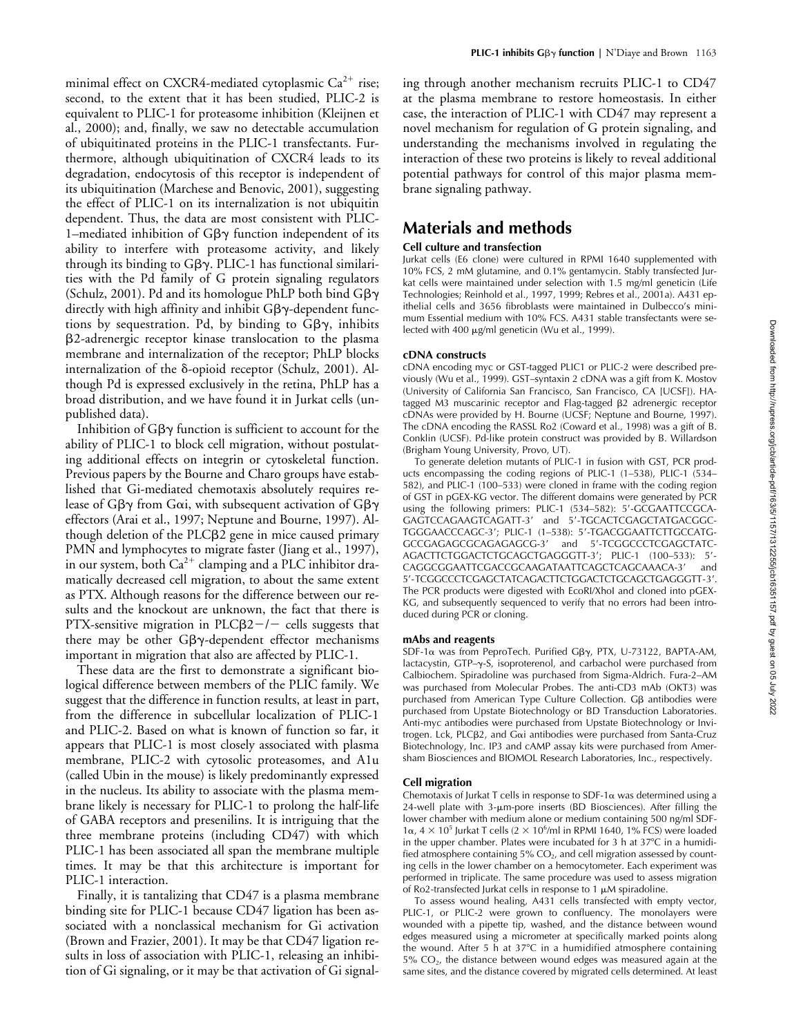minimal effect on CXCR4-mediated cytoplasmic $Ca^{2+}$ rise; second, to the extent that it has been studied, PLIC-2 is equivalent to PLIC-1 for proteasome inhibition (Kleijnen et al., 2000); and, finally, we saw no detectable accumulation of ubiquitinated proteins in the PLIC-1 transfectants. Furthermore, although ubiquitination of CXCR4 leads to its degradation, endocytosis of this receptor is independent of its ubiquitination (Marchese and Benovic, 2001), suggesting the effect of PLIC-1 on its internalization is not ubiquitin dependent. Thus, the data are most consistent with PLIC-1–mediated inhibition of Gβγ function independent of its ability to interfere with proteasome activity, and likely through its binding to Gβγ. PLIC-1 has functional similarities with the Pd family of G protein signaling regulators (Schulz, 2001). Pd and its homologue PhLP both bind Gβγ directly with high affinity and inhibit Gβγ-dependent functions by sequestration. Pd, by binding to Gβγ, inhibits β2-adrenergic receptor kinase translocation to the plasma membrane and internalization of the receptor; PhLP blocks internalization of the δ-opioid receptor (Schulz, 2001). Although Pd is expressed exclusively in the retina, PhLP has a broad distribution, and we have found it in Jurkat cells (unpublished data).

Inhibition of Gβγ function is sufficient to account for the ability of PLIC-1 to block cell migration, without postulating additional effects on integrin or cytoskeletal function. Previous papers by the Bourne and Charo groups have established that Gi-mediated chemotaxis absolutely requires release of Gβγ from Gαi, with subsequent activation of Gβγ effectors (Arai et al., 1997; Neptune and Bourne, 1997). Although deletion of the PLCβ2 gene in mice caused primary PMN and lymphocytes to migrate faster (Jiang et al., 1997), in our system, both $Ca^{2+}$ clamping and a PLC inhibitor dramatically decreased cell migration, to about the same extent as PTX. Although reasons for the difference between our results and the knockout are unknown, the fact that there is PTX-sensitive migration in PLCβ2−/− cells suggests that there may be other Gβγ-dependent effector mechanisms important in migration that also are affected by PLIC-1.

These data are the first to demonstrate a significant biological difference between members of the PLIC family. We suggest that the difference in function results, at least in part, from the difference in subcellular localization of PLIC-1 and PLIC-2. Based on what is known of function so far, it appears that PLIC-1 is most closely associated with plasma membrane, PLIC-2 with cytosolic proteasomes, and A1u (called Ubin in the mouse) is likely predominantly expressed in the nucleus. Its ability to associate with the plasma membrane likely is necessary for PLIC-1 to prolong the half-life of GABA receptors and presenilins. It is intriguing that the three membrane proteins (including CD47) with which PLIC-1 has been associated all span the membrane multiple times. It may be that this architecture is important for PLIC-1 interaction.

Finally, it is tantalizing that CD47 is a plasma membrane binding site for PLIC-1 because CD47 ligation has been associated with a nonclassical mechanism for Gi activation (Brown and Frazier, 2001). It may be that CD47 ligation results in loss of association with PLIC-1, releasing an inhibition of Gi signaling, or it may be that activation of Gi signaling through another mechanism recruits PLIC-1 to CD47 at the plasma membrane to restore homeostasis. In either case, the interaction of PLIC-1 with CD47 may represent a novel mechanism for regulation of G protein signaling, and understanding the mechanisms involved in regulating the interaction of these two proteins is likely to reveal additional potential pathways for control of this major plasma membrane signaling pathway.

# Materials and methods

### Cell culture and transfection

Jurkat cells (E6 clone) were cultured in RPMI 1640 supplemented with 10% FCS, 2 mM glutamine, and 0.1% gentamycin. Stably transfected Jurkat cells were maintained under selection with 1.5 mg/ml geneticin (Life Technologies; Reinhold et al., 1997, 1999; Rebres et al., 2001a). A431 epithelial cells and 3656 fibroblasts were maintained in Dulbecco's minimum Essential medium with 10% FCS. A431 stable transfectants were selected with 400 μg/ml geneticin (Wu et al., 1999).

### cDNA constructs

cDNA encoding myc or GST-tagged PLIC1 or PLIC-2 were described previously (Wu et al., 1999). GST–syntaxin 2 cDNA was a gift from K. Mostov (University of California San Francisco, San Francisco, CA [UCSF]). HA-tagged M3 muscarinic receptor and Flag-tagged β2 adrenergic receptor cDNAs were provided by H. Bourne (UCSF; Neptune and Bourne, 1997). The cDNA encoding the RASSL Ro2 (Coward et al., 1998) was a gift of B. Conklin (UCSF). Pd-like protein construct was provided by B. Willardson (Brigham Young University, Provo, UT).

To generate deletion mutants of PLIC-1 in fusion with GST, PCR products encompassing the coding regions of PLIC-1 (1–538), PLIC-1 (534–582), and PLIC-1 (100–533) were cloned in frame with the coding region of GST in pGEX-KG vector. The different domains were generated by PCR using the following primers: PLIC-1 (534–582): 5′-GCGAATTCCGCAGAGTCCAGAAGTCAGATT-3′ and 5′-TGCACTCGAGCTATGACGGCTGGGAACCCAGC-3′; PLIC-1 (1–538): 5′-TGACGGAATTCTTGCCATGGCCGAGAGCGCAGAGAGCG-3′ and 5′-TCGGCCCTCGAGCTATCAGACTTCTGGACTCTGCAGCTGAGGGTT-3′; PLIC-1 (100–533): 5′-CAGGCGGAATTCGACCGCAAGATAATTCAGCTCAGCAAACA-3′ and 5′-TCGGCCCTCGAGCTATCAGACTTCTGGACTCTGCAGCTGAGGGTT-3′. The PCR products were digested with EcoRI/XhoI and cloned into pGEX-KG, and subsequently sequenced to verify that no errors had been introduced during PCR or cloning.

### mAbs and reagents

SDF-1α was from PeproTech. Purified Gβγ, PTX, U-73122, BAPTA-AM, lactacystin, GTP-γ-S, isoproterenol, and carbachol were purchased from Calbiochem. Spiradoline was purchased from Sigma-Aldrich. Fura-2–AM was purchased from Molecular Probes. The anti-CD3 mAb (OKT3) was purchased from American Type Culture Collection. Gβ antibodies were purchased from Upstate Biotechnology or BD Transduction Laboratories. Anti-myc antibodies were purchased from Upstate Biotechnology or Invitrogen. Lck, PLCβ2, and Gαi antibodies were purchased from Santa-Cruz Biotechnology, Inc. IP3 and cAMP assay kits were purchased from Amersham Biosciences and BIOMOL Research Laboratories, Inc., respectively.

### Cell migration

Chemotaxis of Jurkat T cells in response to SDF-1α was determined using a 24-well plate with 3-μm-pore inserts (BD Biosciences). After filling the lower chamber with medium alone or medium containing 500 ng/ml SDF-1α, $4 \times 10^5$ Jurkat T cells ($2 \times 10^6$/ml in RPMI 1640, 1% FCS) were loaded in the upper chamber. Plates were incubated for 3 h at 37°C in a humidified atmosphere containing 5% $CO_2$, and cell migration assessed by counting cells in the lower chamber on a hemocytometer. Each experiment was performed in triplicate. The same procedure was used to assess migration of Ro2-transfected Jurkat cells in response to 1 μM spiradoline.

To assess wound healing, A431 cells transfected with empty vector, PLIC-1, or PLIC-2 were grown to confluency. The monolayers were wounded with a pipette tip, washed, and the distance between wound edges measured using a micrometer at specifically marked points along the wound. After 5 h at 37°C in a humidified atmosphere containing 5% $CO_2$, the distance between wound edges was measured again at the same sites, and the distance covered by migrated cells determined. At least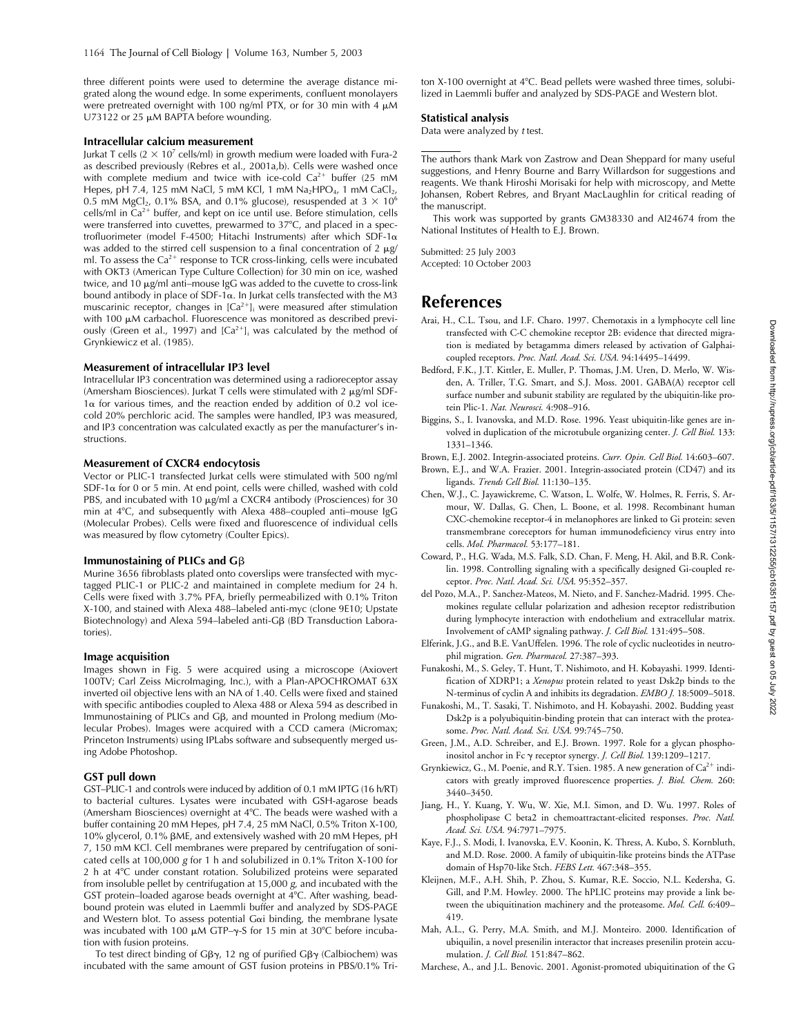three different points were used to determine the average distance migrated along the wound edge. In some experiments, confluent monolayers were pretreated overnight with 100 ng/ml PTX, or for 30 min with 4 μM U73122 or 25 μM BAPTA before wounding.

### Intracellular calcium measurement

Jurkat T cells ($2 \times 10^7$ cells/ml) in growth medium were loaded with Fura-2 as described previously (Rebres et al., 2001a,b). Cells were washed once with complete medium and twice with ice-cold $Ca^{2+}$ buffer (25 mM Hepes, pH 7.4, 125 mM NaCl, 5 mM KCl, 1 mM $Na_2HPO_4$, 1 mM $CaCl_2$, 0.5 mM $MgCl_2$, 0.1% BSA, and 0.1% glucose), resuspended at $3 \times 10^6$ cells/ml in $Ca^{2+}$ buffer, and kept on ice until use. Before stimulation, cells were transferred into cuvettes, prewarmed to 37°C, and placed in a spectrofluorimeter (model F-4500; Hitachi Instruments) after which SDF-1α was added to the stirred cell suspension to a final concentration of 2 μg/ml. To assess the $Ca^{2+}$ response to TCR cross-linking, cells were incubated with OKT3 (American Type Culture Collection) for 30 min on ice, washed twice, and 10 μg/ml anti–mouse IgG was added to the cuvette to cross-link bound antibody in place of SDF-1α. In Jurkat cells transfected with the M3 muscarinic receptor, changes in $[Ca^{2+}]_i$ were measured after stimulation with 100 μM carbachol. Fluorescence was monitored as described previously (Green et al., 1997) and $[Ca^{2+}]_i$ was calculated by the method of Grynkiewicz et al. (1985).

### Measurement of intracellular IP3 level

Intracellular IP3 concentration was determined using a radioreceptor assay (Amersham Biosciences). Jurkat T cells were stimulated with 2 μg/ml SDF-1α for various times, and the reaction ended by addition of 0.2 vol ice-cold 20% perchloric acid. The samples were handled, IP3 was measured, and IP3 concentration was calculated exactly as per the manufacturer's instructions.

### Measurement of CXCR4 endocytosis

Vector or PLIC-1 transfected Jurkat cells were stimulated with 500 ng/ml SDF-1α for 0 or 5 min. At end point, cells were chilled, washed with cold PBS, and incubated with 10 μg/ml a CXCR4 antibody (Prosciences) for 30 min at 4°C, and subsequently with Alexa 488–coupled anti–mouse IgG (Molecular Probes). Cells were fixed and fluorescence of individual cells was measured by flow cytometry (Coulter Epics).

### Immunostaining of PLICs and Gβ

Murine 3656 fibroblasts plated onto coverslips were transfected with myc-tagged PLIC-1 or PLIC-2 and maintained in complete medium for 24 h. Cells were fixed with 3.7% PFA, briefly permeabilized with 0.1% Triton X-100, and stained with Alexa 488–labeled anti-myc (clone 9E10; Upstate Biotechnology) and Alexa 594–labeled anti-Gβ (BD Transduction Laboratories).

### Image acquisition

Images shown in Fig. 5 were acquired using a microscope (Axiovert 100TV; Carl Zeiss MicroImaging, Inc.), with a Plan-APOCHROMAT 63X inverted oil objective lens with an NA of 1.40. Cells were fixed and stained with specific antibodies coupled to Alexa 488 or Alexa 594 as described in Immunostaining of PLICs and Gβ, and mounted in Prolong medium (Molecular Probes). Images were acquired with a CCD camera (Micromax; Princeton Instruments) using IPLabs software and subsequently merged using Adobe Photoshop.

### GST pull down

GST–PLIC-1 and controls were induced by addition of 0.1 mM IPTG (16 h/RT) to bacterial cultures. Lysates were incubated with GSH-agarose beads (Amersham Biosciences) overnight at 4°C. The beads were washed with a buffer containing 20 mM Hepes, pH 7.4, 25 mM NaCl, 0.5% Triton X-100, 10% glycerol, 0.1% βME, and extensively washed with 20 mM Hepes, pH 7, 150 mM KCl. Cell membranes were prepared by centrifugation of sonicated cells at 100,000 *g* for 1 h and solubilized in 0.1% Triton X-100 for 2 h at 4°C under constant rotation. Solubilized proteins were separated from insoluble pellet by centrifugation at 15,000 *g*, and incubated with the GST protein–loaded agarose beads overnight at 4°C. After washing, bead-bound protein was eluted in Laemmli buffer and analyzed by SDS-PAGE and Western blot. To assess potential Gαi binding, the membrane lysate was incubated with 100 μM GTP–γ-S for 15 min at 30°C before incubation with fusion proteins.

To test direct binding of Gβγ, 12 ng of purified Gβγ (Calbiochem) was incubated with the same amount of GST fusion proteins in PBS/0.1% Triton X-100 overnight at 4°C. Bead pellets were washed three times, solubilized in Laemmli buffer and analyzed by SDS-PAGE and Western blot.

### Statistical analysis

Data were analyzed by *t* test.

---

The authors thank Mark von Zastrow and Dean Sheppard for many useful suggestions, and Henry Bourne and Barry Willardson for suggestions and reagents. We thank Hiroshi Morisaki for help with microscopy, and Mette Johansen, Robert Rebres, and Bryant MacLaughlin for critical reading of the manuscript.

This work was supported by grants GM38330 and AI24674 from the National Institutes of Health to E.J. Brown.

Submitted: 25 July 2003
Accepted: 10 October 2003

# References

Arai, H., C.L. Tsou, and I.F. Charo. 1997. Chemotaxis in a lymphocyte cell line transfected with C-C chemokine receptor 2B: evidence that directed migration is mediated by betagamma dimers released by activation of Galphai-coupled receptors. *Proc. Natl. Acad. Sci. USA.* 94:14495–14499.

Bedford, F.K., J.T. Kittler, E. Muller, P. Thomas, J.M. Uren, D. Merlo, W. Wisden, A. Triller, T.G. Smart, and S.J. Moss. 2001. GABA(A) receptor cell surface number and subunit stability are regulated by the ubiquitin-like protein Plic-1. *Nat. Neurosci.* 4:908–916.

Biggins, S., I. Ivanovska, and M.D. Rose. 1996. Yeast ubiquitin-like genes are involved in duplication of the microtubule organizing center. *J. Cell Biol.* 133:1331–1346.

Brown, E.J. 2002. Integrin-associated proteins. *Curr. Opin. Cell Biol.* 14:603–607.

Brown, E.J., and W.A. Frazier. 2001. Integrin-associated protein (CD47) and its ligands. *Trends Cell Biol.* 11:130–135.

Chen, W.J., C. Jayawickreme, C. Watson, L. Wolfe, W. Holmes, R. Ferris, S. Armour, W. Dallas, G. Chen, L. Boone, et al. 1998. Recombinant human CXC-chemokine receptor-4 in melanophores are linked to Gi protein: seven transmembrane coreceptors for human immunodeficiency virus entry into cells. *Mol. Pharmacol.* 53:177–181.

Coward, P., H.G. Wada, M.S. Falk, S.D. Chan, F. Meng, H. Akil, and B.R. Conklin. 1998. Controlling signaling with a specifically designed Gi-coupled receptor. *Proc. Natl. Acad. Sci. USA.* 95:352–357.

del Pozo, M.A., P. Sanchez-Mateos, M. Nieto, and F. Sanchez-Madrid. 1995. Chemokines regulate cellular polarization and adhesion receptor redistribution during lymphocyte interaction with endothelium and extracellular matrix. Involvement of cAMP signaling pathway. *J. Cell Biol.* 131:495–508.

Elferink, J.G., and B.E. VanUffelen. 1996. The role of cyclic nucleotides in neutrophil migration. *Gen. Pharmacol.* 27:387–393.

Funakoshi, M., S. Geley, T. Hunt, T. Nishimoto, and H. Kobayashi. 1999. Identification of XDRP1; a *Xenopus* protein related to yeast Dsk2p binds to the N-terminus of cyclin A and inhibits its degradation. *EMBO J.* 18:5009–5018.

Funakoshi, M., T. Sasaki, T. Nishimoto, and H. Kobayashi. 2002. Budding yeast Dsk2p is a polyubiquitin-binding protein that can interact with the proteasome. *Proc. Natl. Acad. Sci. USA.* 99:745–750.

Green, J.M., A.D. Schreiber, and E.J. Brown. 1997. Role for a glycan phosphoinositol anchor in Fc γ receptor synergy. *J. Cell Biol.* 139:1209–1217.

Grynkiewicz, G., M. Poenie, and R.Y. Tsien. 1985. A new generation of $Ca^{2+}$ indicators with greatly improved fluorescence properties. *J. Biol. Chem.* 260:3440–3450.

Jiang, H., Y. Kuang, Y. Wu, W. Xie, M.I. Simon, and D. Wu. 1997. Roles of phospholipase C beta2 in chemoattractant-elicited responses. *Proc. Natl. Acad. Sci. USA.* 94:7971–7975.

Kaye, F.J., S. Modi, I. Ivanovska, E.V. Koonin, K. Thress, A. Kubo, S. Kornbluth, and M.D. Rose. 2000. A family of ubiquitin-like proteins binds the ATPase domain of Hsp70-like Stch. *FEBS Lett.* 467:348–355.

Kleijnen, M.F., A.H. Shih, P. Zhou, S. Kumar, R.E. Soccio, N.L. Kedersha, G. Gill, and P.M. Howley. 2000. The hPLIC proteins may provide a link between the ubiquitination machinery and the proteasome. *Mol. Cell.* 6:409–419.

Mah, A.L., G. Perry, M.A. Smith, and M.J. Monteiro. 2000. Identification of ubiquilin, a novel presenilin interactor that increases presenilin protein accumulation. *J. Cell Biol.* 151:847–862.

Marchese, A., and J.L. Benovic. 2001. Agonist-promoted ubiquitination of the G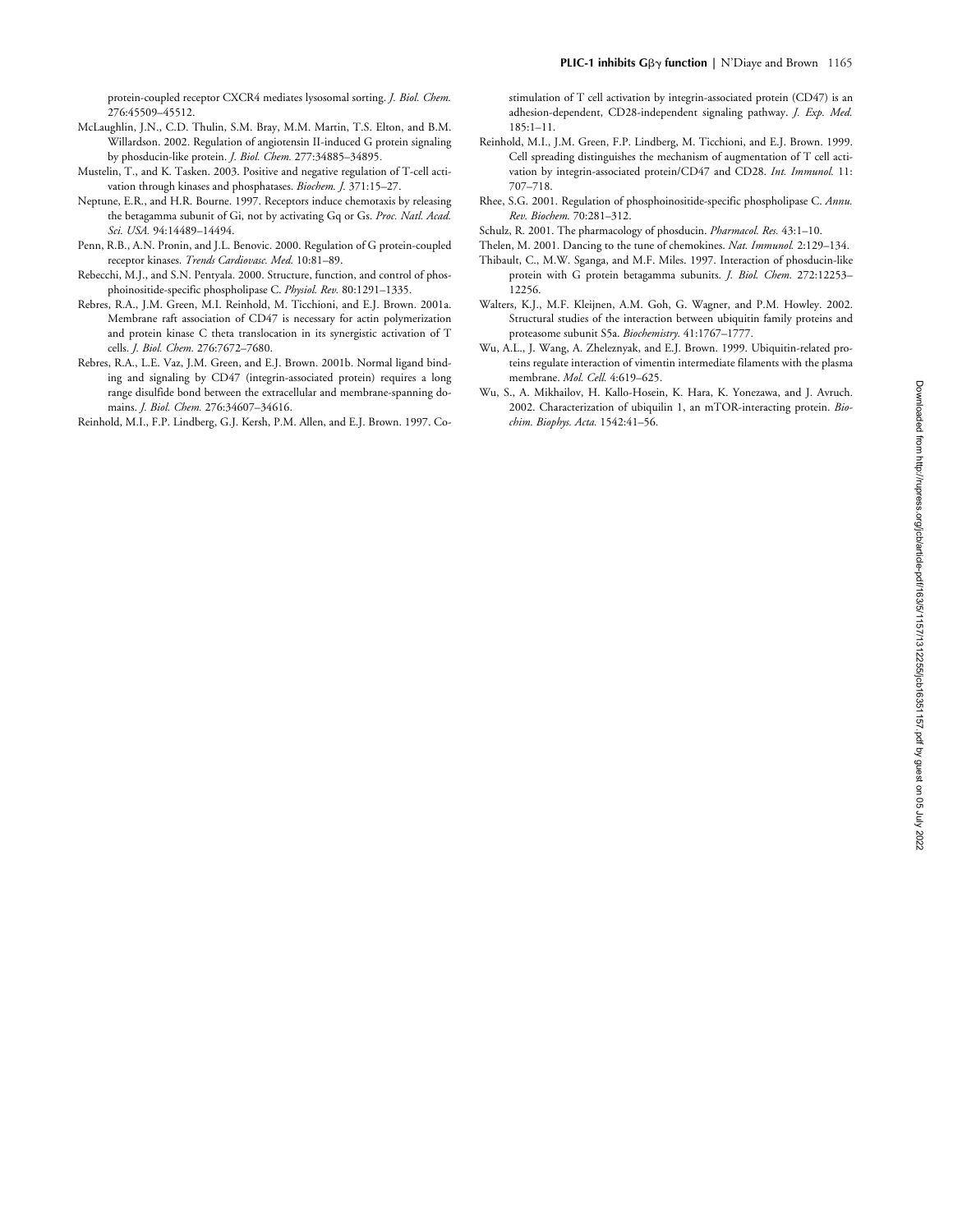protein-coupled receptor CXCR4 mediates lysosomal sorting. *J. Biol. Chem.* 276:45509–45512.

McLaughlin, J.N., C.D. Thulin, S.M. Bray, M.M. Martin, T.S. Elton, and B.M. Willardson. 2002. Regulation of angiotensin II-induced G protein signaling by phosducin-like protein. *J. Biol. Chem.* 277:34885–34895.

Mustelin, T., and K. Tasken. 2003. Positive and negative regulation of T-cell activation through kinases and phosphatases. *Biochem. J.* 371:15–27.

Neptune, E.R., and H.R. Bourne. 1997. Receptors induce chemotaxis by releasing the betagamma subunit of Gi, not by activating Gq or Gs. *Proc. Natl. Acad. Sci. USA.* 94:14489–14494.

Penn, R.B., A.N. Pronin, and J.L. Benovic. 2000. Regulation of G protein-coupled receptor kinases. *Trends Cardiovasc. Med.* 10:81–89.

Rebecchi, M.J., and S.N. Pentyala. 2000. Structure, function, and control of phosphoinositide-specific phospholipase C. *Physiol. Rev.* 80:1291–1335.

Rebres, R.A., J.M. Green, M.I. Reinhold, M. Ticchioni, and E.J. Brown. 2001a. Membrane raft association of CD47 is necessary for actin polymerization and protein kinase C theta translocation in its synergistic activation of T cells. *J. Biol. Chem.* 276:7672–7680.

Rebres, R.A., L.E. Vaz, J.M. Green, and E.J. Brown. 2001b. Normal ligand binding and signaling by CD47 (integrin-associated protein) requires a long range disulfide bond between the extracellular and membrane-spanning domains. *J. Biol. Chem.* 276:34607–34616.

Reinhold, M.I., F.P. Lindberg, G.J. Kersh, P.M. Allen, and E.J. Brown. 1997. Costimulation of T cell activation by integrin-associated protein (CD47) is an adhesion-dependent, CD28-independent signaling pathway. *J. Exp. Med.* 185:1–11.

Reinhold, M.I., J.M. Green, F.P. Lindberg, M. Ticchioni, and E.J. Brown. 1999. Cell spreading distinguishes the mechanism of augmentation of T cell activation by integrin-associated protein/CD47 and CD28. *Int. Immunol.* 11: 707–718.

Rhee, S.G. 2001. Regulation of phosphoinositide-specific phospholipase C. *Annu. Rev. Biochem.* 70:281–312.

Schulz, R. 2001. The pharmacology of phosducin. *Pharmacol. Res.* 43:1–10.

Thelen, M. 2001. Dancing to the tune of chemokines. *Nat. Immunol.* 2:129–134.

Thibault, C., M.W. Sganga, and M.F. Miles. 1997. Interaction of phosducin-like protein with G protein betagamma subunits. *J. Biol. Chem.* 272:12253–12256.

Walters, K.J., M.F. Kleijnen, A.M. Goh, G. Wagner, and P.M. Howley. 2002. Structural studies of the interaction between ubiquitin family proteins and proteasome subunit S5a. *Biochemistry.* 41:1767–1777.

Wu, A.L., J. Wang, A. Zheleznyak, and E.J. Brown. 1999. Ubiquitin-related proteins regulate interaction of vimentin intermediate filaments with the plasma membrane. *Mol. Cell.* 4:619–625.

Wu, S., A. Mikhailov, H. Kallo-Hosein, K. Hara, K. Yonezawa, and J. Avruch. 2002. Characterization of ubiquilin 1, an mTOR-interacting protein. *Biochim. Biophys. Acta.* 1542:41–56.